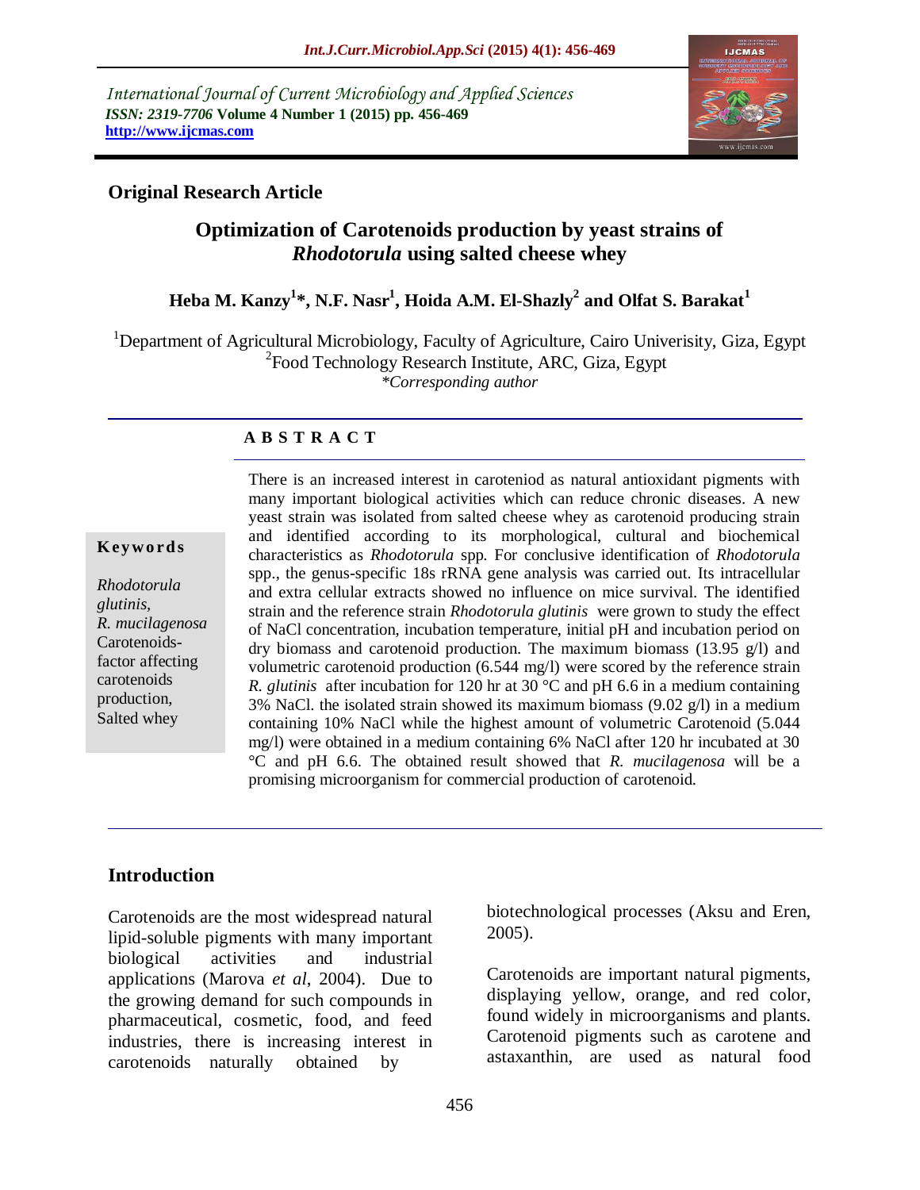International Journal of Current Microbiology and Applied Sciences
*ISSN: 2319-7706* **Volume 4 Number 1 (2015) pp. 456-469**
**http://www.ijcmas.com**

**Original Research Article**

# Optimization of Carotenoids production by yeast strains of *Rhodotorula* using salted cheese whey

**Heba M. Kanzy[1]\*, N.F. Nasr[1], Hoida A.M. El-Shazly[2] and Olfat S. Barakat[1]**

[1]Department of Agricultural Microbiology, Faculty of Agriculture, Cairo Univerisity, Giza, Egypt
[2]Food Technology Research Institute, ARC, Giza, Egypt
*\*Corresponding author*

## ABSTRACT

**Keywords**

*Rhodotorula glutinis*, *R. mucilagenosa* Carotenoids-factor affecting carotenoids production, Salted whey

There is an increased interest in carotenoid as natural antioxidant pigments with many important biological activities which can reduce chronic diseases. A new yeast strain was isolated from salted cheese whey as carotenoid producing strain and identified according to its morphological, cultural and biochemical characteristics as *Rhodotorula* spp. For conclusive identification of *Rhodotorula* spp., the genus-specific 18s rRNA gene analysis was carried out. Its intracellular and extra cellular extracts showed no influence on mice survival. The identified strain and the reference strain *Rhodotorula glutinis* were grown to study the effect of NaCl concentration, incubation temperature, initial pH and incubation period on dry biomass and carotenoid production. The maximum biomass (13.95 g/l) and volumetric carotenoid production (6.544 mg/l) were scored by the reference strain *R. glutinis* after incubation for 120 hr at 30 °C and pH 6.6 in a medium containing 3% NaCl. the isolated strain showed its maximum biomass (9.02 g/l) in a medium containing 10% NaCl while the highest amount of volumetric Carotenoid (5.044 mg/l) were obtained in a medium containing 6% NaCl after 120 hr incubated at 30 °C and pH 6.6. The obtained result showed that *R. mucilagenosa* will be a promising microorganism for commercial production of carotenoid.

## Introduction

Carotenoids are the most widespread natural lipid-soluble pigments with many important biological activities and industrial applications (Marova *et al*, 2004). Due to the growing demand for such compounds in pharmaceutical, cosmetic, food, and feed industries, there is increasing interest in carotenoids naturally obtained by biotechnological processes (Aksu and Eren, 2005).

Carotenoids are important natural pigments, displaying yellow, orange, and red color, found widely in microorganisms and plants. Carotenoid pigments such as carotene and astaxanthin, are used as natural food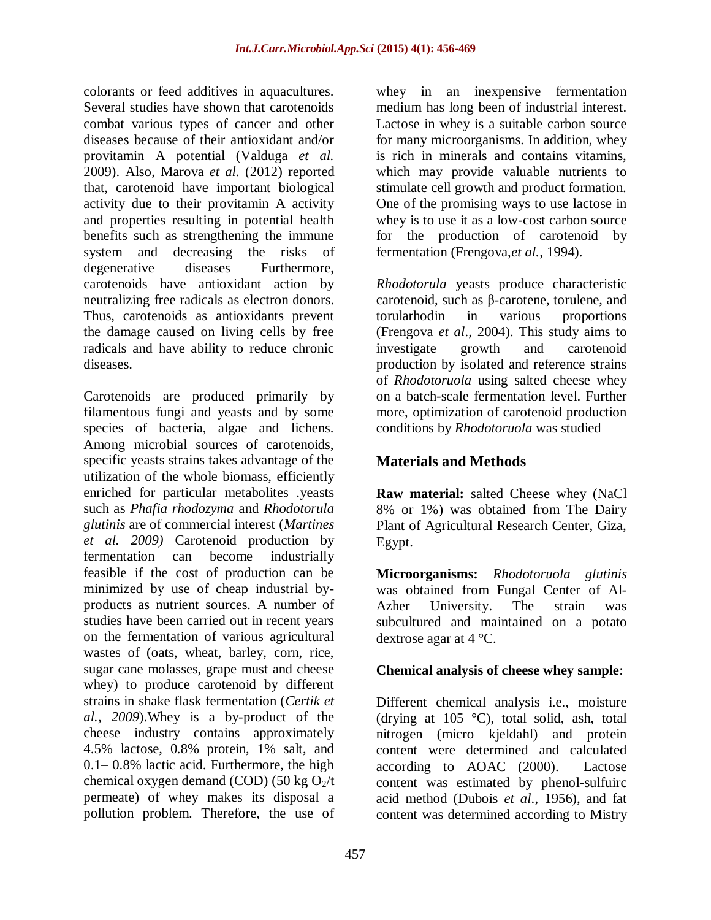colorants or feed additives in aquacultures. Several studies have shown that carotenoids combat various types of cancer and other diseases because of their antioxidant and/or provitamin A potential (Valduga *et al.* 2009). Also, Marova *et al.* (2012) reported that, carotenoid have important biological activity due to their provitamin A activity and properties resulting in potential health benefits such as strengthening the immune system and decreasing the risks of degenerative diseases Furthermore, carotenoids have antioxidant action by neutralizing free radicals as electron donors. Thus, carotenoids as antioxidants prevent the damage caused on living cells by free radicals and have ability to reduce chronic diseases.

Carotenoids are produced primarily by filamentous fungi and yeasts and by some species of bacteria, algae and lichens. Among microbial sources of carotenoids, specific yeasts strains takes advantage of the utilization of the whole biomass, efficiently enriched for particular metabolites .yeasts such as *Phafia rhodozyma* and *Rhodotorula glutinis* are of commercial interest (*Martines et al. 2009)* Carotenoid production by fermentation can become industrially feasible if the cost of production can be minimized by use of cheap industrial by-products as nutrient sources. A number of studies have been carried out in recent years on the fermentation of various agricultural wastes of (oats, wheat, barley, corn, rice, sugar cane molasses, grape must and cheese whey) to produce carotenoid by different strains in shake flask fermentation (*Certik et al., 2009*).Whey is a by-product of the cheese industry contains approximately 4.5% lactose, 0.8% protein, 1% salt, and 0.1– 0.8% lactic acid. Furthermore, the high chemical oxygen demand (COD) (50 kg $O_2$/t permeate) of whey makes its disposal a pollution problem. Therefore, the use of whey in an inexpensive fermentation medium has long been of industrial interest. Lactose in whey is a suitable carbon source for many microorganisms. In addition, whey is rich in minerals and contains vitamins, which may provide valuable nutrients to stimulate cell growth and product formation. One of the promising ways to use lactose in whey is to use it as a low-cost carbon source for the production of carotenoid by fermentation (Frengova,*et al.*, 1994).

*Rhodotorula* yeasts produce characteristic carotenoid, such as β-carotene, torulene, and torularhodin in various proportions (Frengova *et al*., 2004). This study aims to investigate growth and carotenoid production by isolated and reference strains of *Rhodotoruola* using salted cheese whey on a batch-scale fermentation level. Further more, optimization of carotenoid production conditions by *Rhodotoruola* was studied

## Materials and Methods

**Raw material:** salted Cheese whey (NaCl 8% or 1%) was obtained from The Dairy Plant of Agricultural Research Center, Giza, Egypt.

**Microorganisms:** *Rhodotoruola glutinis* was obtained from Fungal Center of Al-Azher University. The strain was subcultured and maintained on a potato dextrose agar at 4 °C.

**Chemical analysis of cheese whey sample**:

Different chemical analysis i.e., moisture (drying at 105 °C), total solid, ash, total nitrogen (micro kjeldahl) and protein content were determined and calculated according to AOAC (2000). Lactose content was estimated by phenol-sulfuirc acid method (Dubois *et al*., 1956), and fat content was determined according to Mistry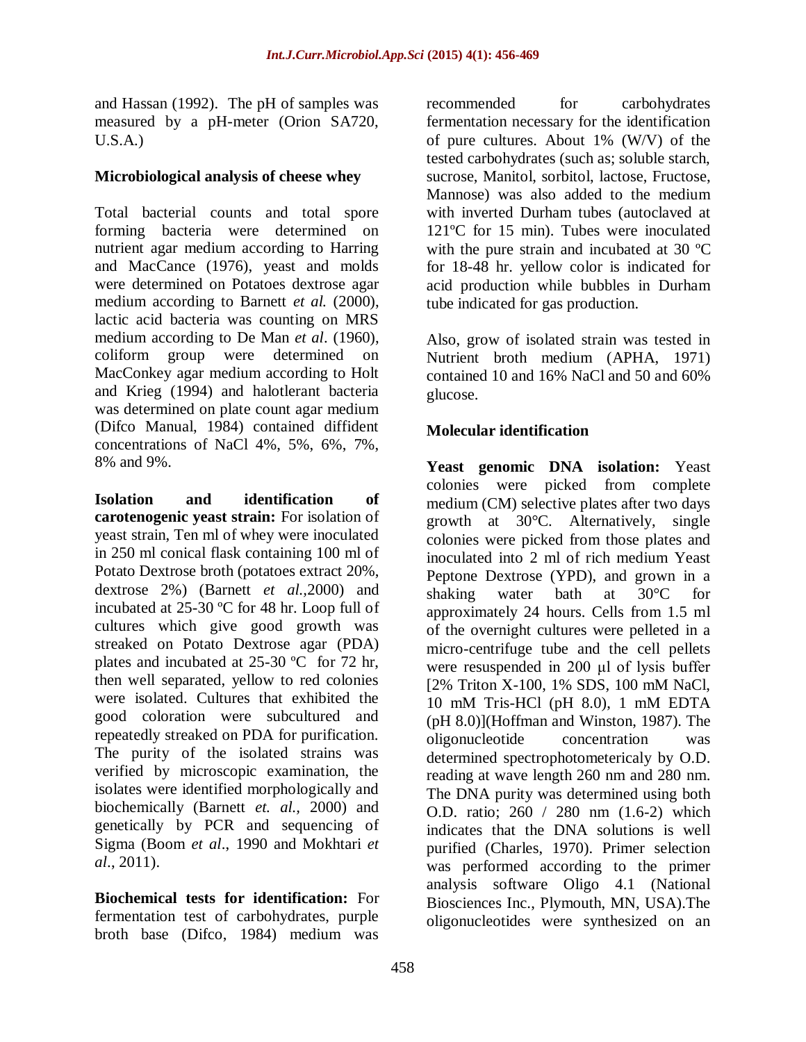and Hassan (1992). The pH of samples was measured by a pH-meter (Orion SA720, U.S.A.)

## Microbiological analysis of cheese whey

Total bacterial counts and total spore forming bacteria were determined on nutrient agar medium according to Harring and MacCance (1976), yeast and molds were determined on Potatoes dextrose agar medium according to Barnett *et al.* (2000), lactic acid bacteria was counting on MRS medium according to De Man *et al*. (1960), coliform group were determined on MacConkey agar medium according to Holt and Krieg (1994) and halotlerant bacteria was determined on plate count agar medium (Difco Manual, 1984) contained diffident concentrations of NaCl 4%, 5%, 6%, 7%, 8% and 9%.

**Isolation and identification of carotenogenic yeast strain:** For isolation of yeast strain, Ten ml of whey were inoculated in 250 ml conical flask containing 100 ml of Potato Dextrose broth (potatoes extract 20%, dextrose 2%) (Barnett *et al.*,2000) and incubated at 25-30 ºC for 48 hr. Loop full of cultures which give good growth was streaked on Potato Dextrose agar (PDA) plates and incubated at 25-30 ºC for 72 hr, then well separated, yellow to red colonies were isolated. Cultures that exhibited the good coloration were subcultured and repeatedly streaked on PDA for purification. The purity of the isolated strains was verified by microscopic examination, the isolates were identified morphologically and biochemically (Barnett *et. al.*, 2000) and genetically by PCR and sequencing of Sigma (Boom *et al*., 1990 and Mokhtari *et al*., 2011).

**Biochemical tests for identification:** For fermentation test of carbohydrates, purple broth base (Difco, 1984) medium was recommended for carbohydrates fermentation necessary for the identification of pure cultures. About 1% (W/V) of the tested carbohydrates (such as; soluble starch, sucrose, Manitol, sorbitol, lactose, Fructose, Mannose) was also added to the medium with inverted Durham tubes (autoclaved at 121ºC for 15 min). Tubes were inoculated with the pure strain and incubated at 30 ºC for 18-48 hr. yellow color is indicated for acid production while bubbles in Durham tube indicated for gas production.

Also, grow of isolated strain was tested in Nutrient broth medium (APHA, 1971) contained 10 and 16% NaCl and 50 and 60% glucose.

## Molecular identification

**Yeast genomic DNA isolation:** Yeast colonies were picked from complete medium (CM) selective plates after two days growth at 30°C. Alternatively, single colonies were picked from those plates and inoculated into 2 ml of rich medium Yeast Peptone Dextrose (YPD), and grown in a shaking water bath at 30°C for approximately 24 hours. Cells from 1.5 ml of the overnight cultures were pelleted in a micro-centrifuge tube and the cell pellets were resuspended in 200 µl of lysis buffer [2% Triton X-100, 1% SDS, 100 mM NaCl, 10 mM Tris-HCl (pH 8.0), 1 mM EDTA (pH 8.0)](Hoffman and Winston, 1987). The oligonucleotide concentration was determined spectrophotometericaly by O.D. reading at wave length 260 nm and 280 nm. The DNA purity was determined using both O.D. ratio; 260 / 280 nm (1.6-2) which indicates that the DNA solutions is well purified (Charles, 1970). Primer selection was performed according to the primer analysis software Oligo 4.1 (National Biosciences Inc., Plymouth, MN, USA).The oligonucleotides were synthesized on an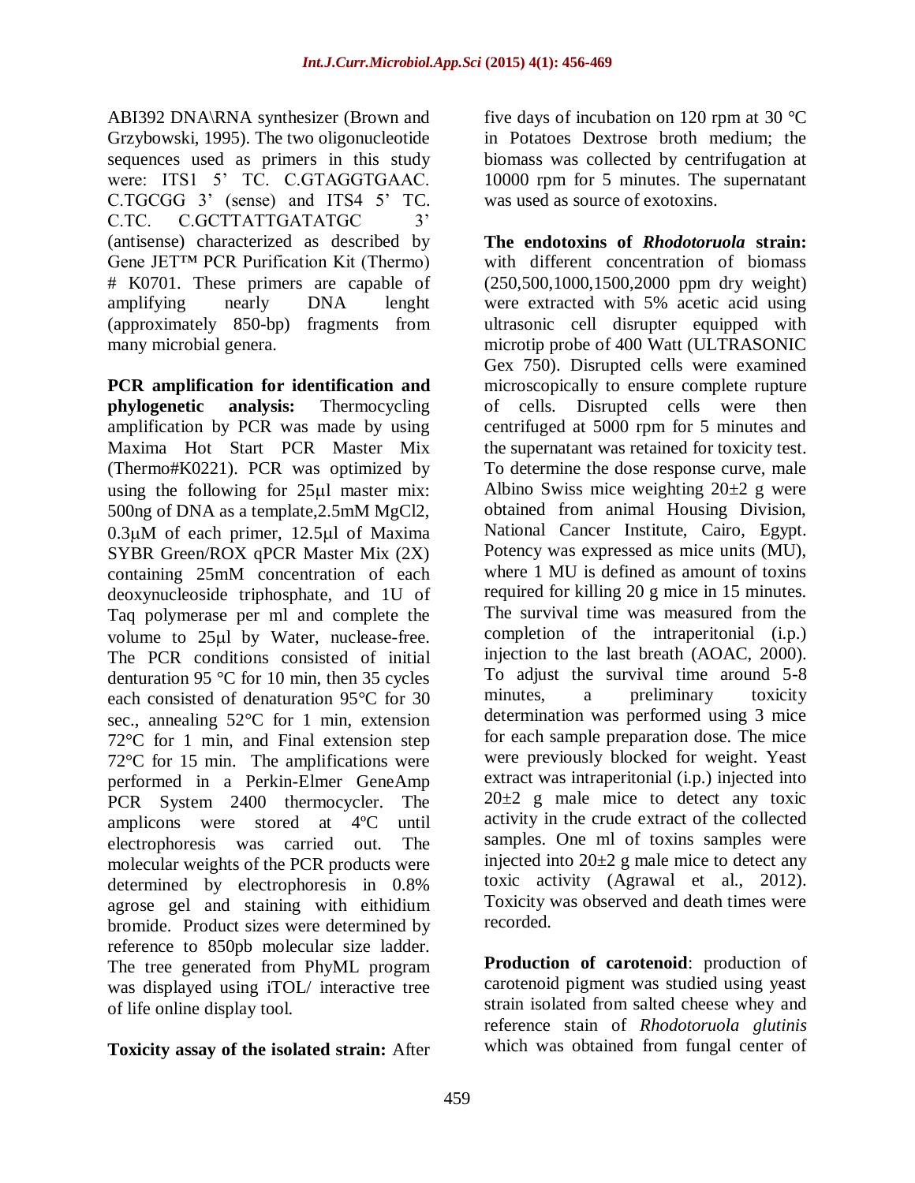ABI392 DNA\RNA synthesizer (Brown and Grzybowski, 1995). The two oligonucleotide sequences used as primers in this study were: ITS1 5' TC. C.GTAGGTGAAC. C.TGCGG 3' (sense) and ITS4 5' TC. C.TC. C.GCTTATTGATATGC 3' (antisense) characterized as described by Gene JET™ PCR Purification Kit (Thermo) # K0701. These primers are capable of amplifying nearly DNA lenght (approximately 850-bp) fragments from many microbial genera.

**PCR amplification for identification and phylogenetic analysis:** Thermocycling amplification by PCR was made by using Maxima Hot Start PCR Master Mix (Thermo#K0221). PCR was optimized by using the following for 25µl master mix: 500ng of DNA as a template,2.5mM $MgCl_2$, 0.3µM of each primer, 12.5µl of Maxima SYBR Green/ROX qPCR Master Mix (2X) containing 25mM concentration of each deoxynucleoside triphosphate, and 1U of Taq polymerase per ml and complete the volume to 25µl by Water, nuclease-free. The PCR conditions consisted of initial denturation 95 °C for 10 min, then 35 cycles each consisted of denaturation 95°C for 30 sec., annealing 52°C for 1 min, extension 72°C for 1 min, and Final extension step 72°C for 15 min. The amplifications were performed in a Perkin-Elmer GeneAmp PCR System 2400 thermocycler. The amplicons were stored at 4ºC until electrophoresis was carried out. The molecular weights of the PCR products were determined by electrophoresis in 0.8% agrose gel and staining with eithidium bromide. Product sizes were determined by reference to 850pb molecular size ladder. The tree generated from PhyML program was displayed using iTOL/ interactive tree of life online display tool.

**Toxicity assay of the isolated strain:** After five days of incubation on 120 rpm at 30 °C in Potatoes Dextrose broth medium; the biomass was collected by centrifugation at 10000 rpm for 5 minutes. The supernatant was used as source of exotoxins.

**The endotoxins of *Rhodotoruola* strain:** with different concentration of biomass (250,500,1000,1500,2000 ppm dry weight) were extracted with 5% acetic acid using ultrasonic cell disrupter equipped with microtip probe of 400 Watt (ULTRASONIC Gex 750). Disrupted cells were examined microscopically to ensure complete rupture of cells. Disrupted cells were then centrifuged at 5000 rpm for 5 minutes and the supernatant was retained for toxicity test. To determine the dose response curve, male Albino Swiss mice weighting 20±2 g were obtained from animal Housing Division, National Cancer Institute, Cairo, Egypt. Potency was expressed as mice units (MU), where 1 MU is defined as amount of toxins required for killing 20 g mice in 15 minutes. The survival time was measured from the completion of the intraperitonial (i.p.) injection to the last breath (AOAC, 2000). To adjust the survival time around 5-8 minutes, a preliminary toxicity determination was performed using 3 mice for each sample preparation dose. The mice were previously blocked for weight. Yeast extract was intraperitonial (i.p.) injected into 20±2 g male mice to detect any toxic activity in the crude extract of the collected samples. One ml of toxins samples were injected into 20±2 g male mice to detect any toxic activity (Agrawal et al., 2012). Toxicity was observed and death times were recorded.

**Production of carotenoid**: production of carotenoid pigment was studied using yeast strain isolated from salted cheese whey and reference stain of *Rhodotoruola glutinis* which was obtained from fungal center of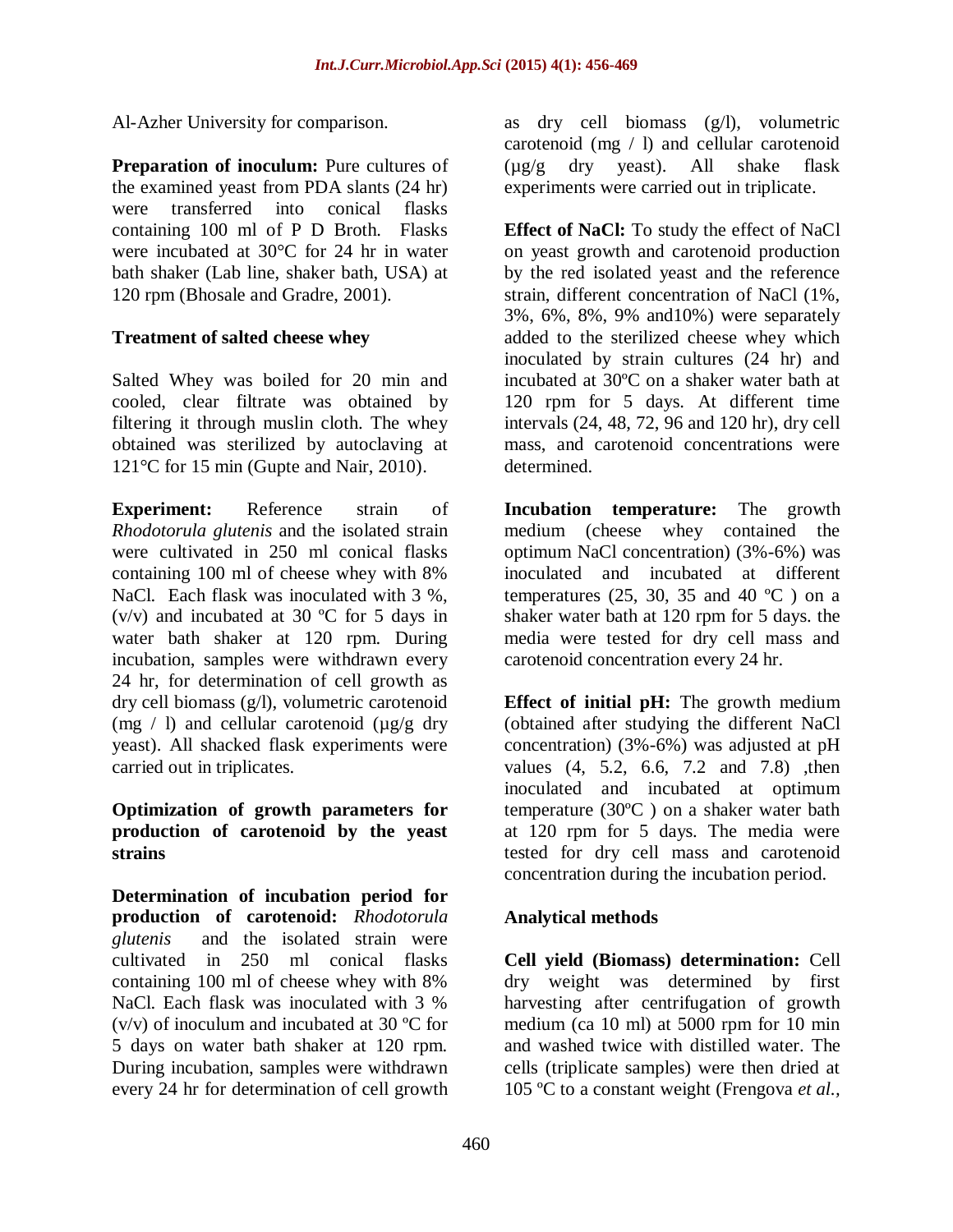Al-Azher University for comparison.

**Preparation of inoculum:** Pure cultures of the examined yeast from PDA slants (24 hr) were transferred into conical flasks containing 100 ml of P D Broth. Flasks were incubated at 30°C for 24 hr in water bath shaker (Lab line, shaker bath, USA) at 120 rpm (Bhosale and Gradre, 2001).

**Treatment of salted cheese whey**

Salted Whey was boiled for 20 min and cooled, clear filtrate was obtained by filtering it through muslin cloth. The whey obtained was sterilized by autoclaving at 121°C for 15 min (Gupte and Nair, 2010).

**Experiment:** Reference strain of *Rhodotorula glutenis* and the isolated strain were cultivated in 250 ml conical flasks containing 100 ml of cheese whey with 8% NaCl. Each flask was inoculated with 3 %, (v/v) and incubated at 30 ºC for 5 days in water bath shaker at 120 rpm. During incubation, samples were withdrawn every 24 hr, for determination of cell growth as dry cell biomass (g/l), volumetric carotenoid (mg / l) and cellular carotenoid (µg/g dry yeast). All shacked flask experiments were carried out in triplicates.

**Optimization of growth parameters for production of carotenoid by the yeast strains**

**Determination of incubation period for production of carotenoid:** *Rhodotorula glutenis* and the isolated strain were cultivated in 250 ml conical flasks containing 100 ml of cheese whey with 8% NaCl. Each flask was inoculated with 3 % (v/v) of inoculum and incubated at 30 ºC for 5 days on water bath shaker at 120 rpm. During incubation, samples were withdrawn every 24 hr for determination of cell growth as dry cell biomass (g/l), volumetric carotenoid (mg / l) and cellular carotenoid (µg/g dry yeast). All shake flask experiments were carried out in triplicate.

**Effect of NaCl:** To study the effect of NaCl on yeast growth and carotenoid production by the red isolated yeast and the reference strain, different concentration of NaCl (1%, 3%, 6%, 8%, 9% and10%) were separately added to the sterilized cheese whey which inoculated by strain cultures (24 hr) and incubated at 30ºC on a shaker water bath at 120 rpm for 5 days. At different time intervals (24, 48, 72, 96 and 120 hr), dry cell mass, and carotenoid concentrations were determined.

**Incubation temperature:** The growth medium (cheese whey contained the optimum NaCl concentration) (3%-6%) was inoculated and incubated at different temperatures (25, 30, 35 and 40 ºC ) on a shaker water bath at 120 rpm for 5 days. the media were tested for dry cell mass and carotenoid concentration every 24 hr.

**Effect of initial pH:** The growth medium (obtained after studying the different NaCl concentration) (3%-6%) was adjusted at pH values (4, 5.2, 6.6, 7.2 and 7.8) ,then inoculated and incubated at optimum temperature (30ºC ) on a shaker water bath at 120 rpm for 5 days. The media were tested for dry cell mass and carotenoid concentration during the incubation period.

**Analytical methods**

**Cell yield (Biomass) determination:** Cell dry weight was determined by first harvesting after centrifugation of growth medium (ca 10 ml) at 5000 rpm for 10 min and washed twice with distilled water. The cells (triplicate samples) were then dried at 105 ºC to a constant weight (Frengova *et al.,*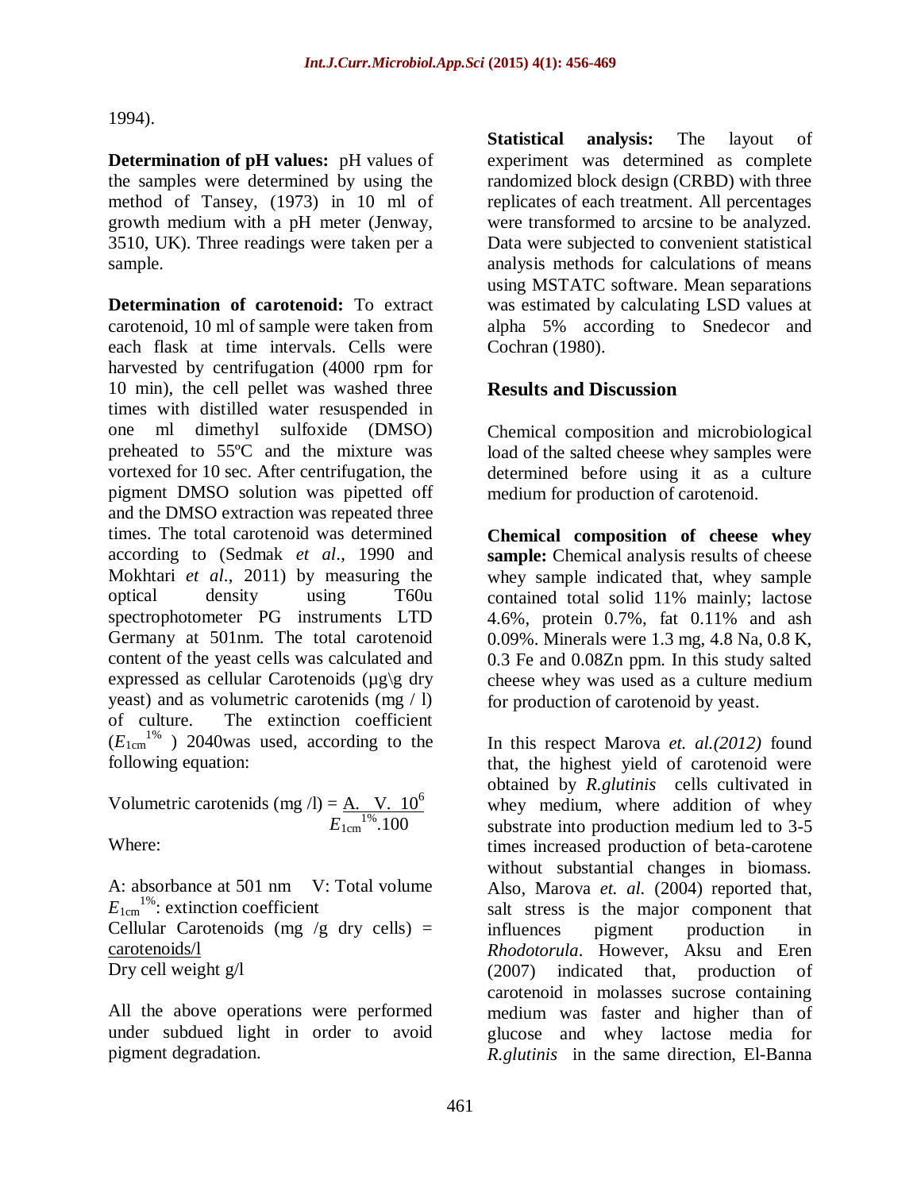1994).

**Determination of pH values:** pH values of the samples were determined by using the method of Tansey, (1973) in 10 ml of growth medium with a pH meter (Jenway, 3510, UK). Three readings were taken per a sample.

**Determination of carotenoid:** To extract carotenoid, 10 ml of sample were taken from each flask at time intervals. Cells were harvested by centrifugation (4000 rpm for 10 min), the cell pellet was washed three times with distilled water resuspended in one ml dimethyl sulfoxide (DMSO) preheated to 55ºC and the mixture was vortexed for 10 sec. After centrifugation, the pigment DMSO solution was pipetted off and the DMSO extraction was repeated three times. The total carotenoid was determined according to (Sedmak *et al*., 1990 and Mokhtari *et al*., 2011) by measuring the optical density using T60u spectrophotometer PG instruments LTD Germany at 501nm. The total carotenoid content of the yeast cells was calculated and expressed as cellular Carotenoids (µg\g dry yeast) and as volumetric carotenids (mg / l) of culture. The extinction coefficient ($E_{1cm}^{1\%}$) 2040was used, according to the following equation:

$$\text{Volumetric carotenids (mg /l)} = \frac{A.\ \ V.\ 10^{6}}{E_{1cm}^{1\%}.100}$$

Where:

A: absorbance at 501 nm V: Total volume
$E_{1cm}^{1\%}$: extinction coefficient

$$\text{Cellular Carotenoids (mg /g dry cells)} = \frac{\text{carotenoids/l}}{\text{Dry cell weight g/l}}$$

All the above operations were performed under subdued light in order to avoid pigment degradation.

**Statistical analysis:** The layout of experiment was determined as complete randomized block design (CRBD) with three replicates of each treatment. All percentages were transformed to arcsine to be analyzed. Data were subjected to convenient statistical analysis methods for calculations of means using MSTATC software. Mean separations was estimated by calculating LSD values at alpha 5% according to Snedecor and Cochran (1980).

## Results and Discussion

Chemical composition and microbiological load of the salted cheese whey samples were determined before using it as a culture medium for production of carotenoid.

**Chemical composition of cheese whey sample:** Chemical analysis results of cheese whey sample indicated that, whey sample contained total solid 11% mainly; lactose 4.6%, protein 0.7%, fat 0.11% and ash 0.09%. Minerals were 1.3 mg, 4.8 Na, 0.8 K, 0.3 Fe and 0.08Zn ppm. In this study salted cheese whey was used as a culture medium for production of carotenoid by yeast.

In this respect Marova *et. al.(2012)* found that, the highest yield of carotenoid were obtained by *R.glutinis* cells cultivated in whey medium, where addition of whey substrate into production medium led to 3-5 times increased production of beta-carotene without substantial changes in biomass. Also, Marova *et. al.* (2004) reported that, salt stress is the major component that influences pigment production in *Rhodotorula*. However, Aksu and Eren (2007) indicated that, production of carotenoid in molasses sucrose containing medium was faster and higher than of glucose and whey lactose media for *R.glutinis* in the same direction, El-Banna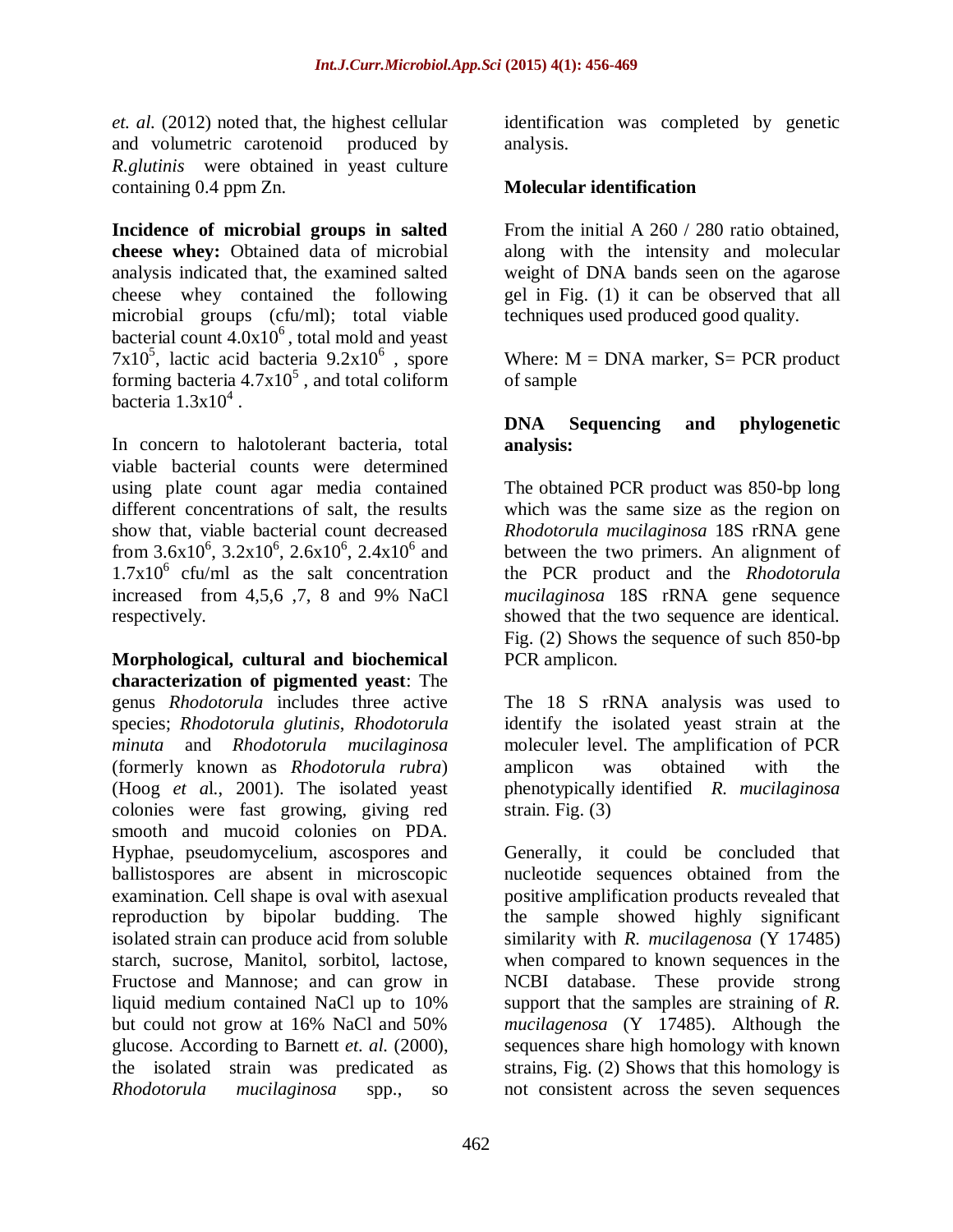*et. al.* (2012) noted that, the highest cellular and volumetric carotenoid produced by *R.glutinis* were obtained in yeast culture containing 0.4 ppm Zn.

**Incidence of microbial groups in salted cheese whey:** Obtained data of microbial analysis indicated that, the examined salted cheese whey contained the following microbial groups (cfu/ml); total viable bacterial count $4.0x10^6$, total mold and yeast $7x10^5$, lactic acid bacteria $9.2x10^6$, spore forming bacteria $4.7x10^5$, and total coliform bacteria $1.3x10^4$.

In concern to halotolerant bacteria, total viable bacterial counts were determined using plate count agar media contained different concentrations of salt, the results show that, viable bacterial count decreased from $3.6x10^6$, $3.2x10^6$, $2.6x10^6$, $2.4x10^6$ and $1.7x10^6$ cfu/ml as the salt concentration increased from 4,5,6 ,7, 8 and 9% NaCl respectively.

**Morphological, cultural and biochemical characterization of pigmented yeast**: The genus *Rhodotorula* includes three active species; *Rhodotorula glutinis*, *Rhodotorula minuta* and *Rhodotorula mucilaginosa* (formerly known as *Rhodotorula rubra*) (Hoog *et a*l., 2001). The isolated yeast colonies were fast growing, giving red smooth and mucoid colonies on PDA. Hyphae, pseudomycelium, ascospores and ballistospores are absent in microscopic examination. Cell shape is oval with asexual reproduction by bipolar budding. The isolated strain can produce acid from soluble starch, sucrose, Manitol, sorbitol, lactose, Fructose and Mannose; and can grow in liquid medium contained NaCl up to 10% but could not grow at 16% NaCl and 50% glucose. According to Barnett *et. al.* (2000), the isolated strain was predicated as *Rhodotorula mucilaginosa* spp., so identification was completed by genetic analysis.

**Molecular identification**

From the initial A 260 / 280 ratio obtained, along with the intensity and molecular weight of DNA bands seen on the agarose gel in Fig. (1) it can be observed that all techniques used produced good quality.

Where: M = DNA marker, S= PCR product of sample

**DNA Sequencing and phylogenetic analysis:**

The obtained PCR product was 850-bp long which was the same size as the region on *Rhodotorula mucilaginosa* 18S rRNA gene between the two primers. An alignment of the PCR product and the *Rhodotorula mucilaginosa* 18S rRNA gene sequence showed that the two sequence are identical. Fig. (2) Shows the sequence of such 850-bp PCR amplicon.

The 18 S rRNA analysis was used to identify the isolated yeast strain at the moleculer level. The amplification of PCR amplicon was obtained with the phenotypically identified *R. mucilaginosa* strain. Fig. (3)

Generally, it could be concluded that nucleotide sequences obtained from the positive amplification products revealed that the sample showed highly significant similarity with *R. mucilagenosa* (Y 17485) when compared to known sequences in the NCBI database. These provide strong support that the samples are straining of *R. mucilagenosa* (Y 17485). Although the sequences share high homology with known strains, Fig. (2) Shows that this homology is not consistent across the seven sequences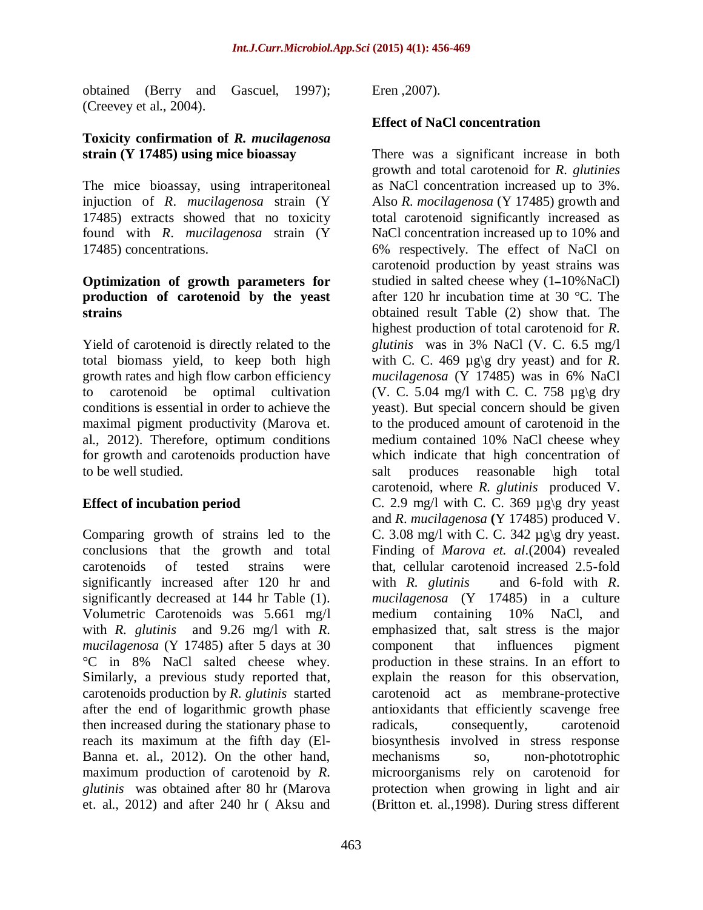obtained (Berry and Gascuel, 1997); (Creevey et al., 2004).

### Toxicity confirmation of *R. mucilagenosa* strain (Y 17485) using mice bioassay

The mice bioassay, using intraperitoneal injection of *R*. *mucilagenosa* strain (Y 17485) extracts showed that no toxicity found with *R*. *mucilagenosa* strain (Y 17485) concentrations.

### Optimization of growth parameters for production of carotenoid by the yeast strains

Yield of carotenoid is directly related to the total biomass yield, to keep both high growth rates and high flow carbon efficiency to carotenoid be optimal cultivation conditions is essential in order to achieve the maximal pigment productivity (Marova et. al., 2012). Therefore, optimum conditions for growth and carotenoids production have to be well studied.

### Effect of incubation period

Comparing growth of strains led to the conclusions that the growth and total carotenoids of tested strains were significantly increased after 120 hr and significantly decreased at 144 hr Table (1). Volumetric Carotenoids was 5.661 mg/l with *R. glutinis* and 9.26 mg/l with *R. mucilagenosa* (Y 17485) after 5 days at 30 °C in 8% NaCl salted cheese whey. Similarly, a previous study reported that, carotenoids production by *R. glutinis* started after the end of logarithmic growth phase then increased during the stationary phase to reach its maximum at the fifth day (El-Banna et. al., 2012). On the other hand, maximum production of carotenoid by *R. glutinis* was obtained after 80 hr (Marova et. al., 2012) and after 240 hr ( Aksu and Eren ,2007).

### Effect of NaCl concentration

There was a significant increase in both growth and total carotenoid for *R. glutinies* as NaCl concentration increased up to 3%. Also *R. mocilagenosa* (Y 17485) growth and total carotenoid significantly increased as NaCl concentration increased up to 10% and 6% respectively. The effect of NaCl on carotenoid production by yeast strains was studied in salted cheese whey (1–10%NaCl) after 120 hr incubation time at 30 °C. The obtained result Table (2) show that. The highest production of total carotenoid for *R. glutinis* was in 3% NaCl (V. C. 6.5 mg/l with C. C. 469 µg\g dry yeast) and for *R. mucilagenosa* (Y 17485) was in 6% NaCl (V. C. 5.04 mg/l with C. C. 758 µg\g dry yeast). But special concern should be given to the produced amount of carotenoid in the medium contained 10% NaCl cheese whey which indicate that high concentration of salt produces reasonable high total carotenoid, where *R. glutinis* produced V. C. 2.9 mg/l with C. C. 369 µg\g dry yeast and *R*. *mucilagenosa* **(**Y 17485) produced V. C. 3.08 mg/l with C. C. 342 µg\g dry yeast. Finding of *Marova et. al*.(2004) revealed that, cellular carotenoid increased 2.5-fold with *R. glutinis* and 6-fold with *R. mucilagenosa* (Y 17485) in a culture medium containing 10% NaCl, and emphasized that, salt stress is the major component that influences pigment production in these strains. In an effort to explain the reason for this observation, carotenoid act as membrane-protective antioxidants that efficiently scavenge free radicals, consequently, carotenoid biosynthesis involved in stress response mechanisms so, non-phototrophic microorganisms rely on carotenoid for protection when growing in light and air (Britton et. al.,1998). During stress different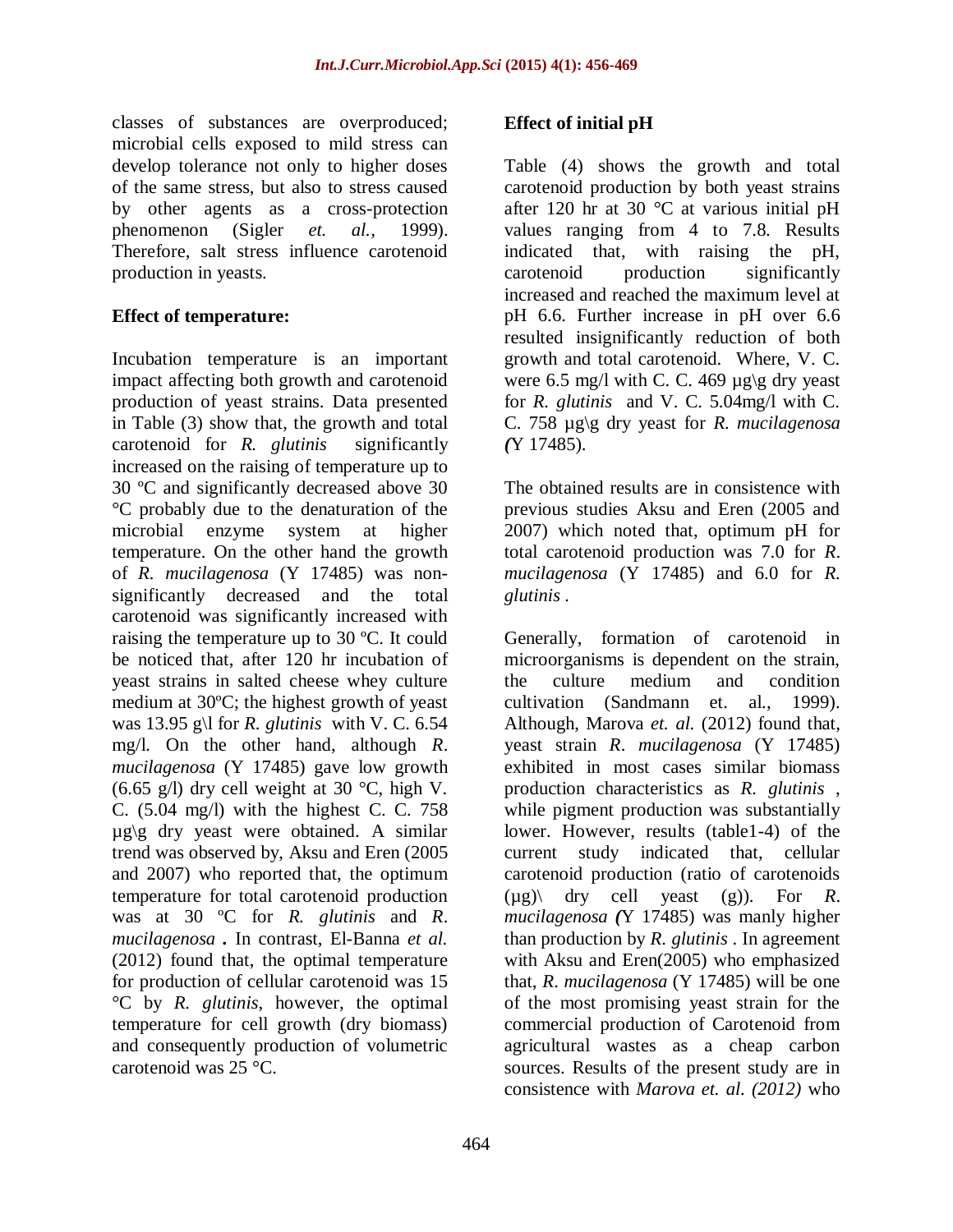classes of substances are overproduced; microbial cells exposed to mild stress can develop tolerance not only to higher doses of the same stress, but also to stress caused by other agents as a cross-protection phenomenon (Sigler *et. al.,* 1999). Therefore, salt stress influence carotenoid production in yeasts.

**Effect of temperature:**

Incubation temperature is an important impact affecting both growth and carotenoid production of yeast strains. Data presented in Table (3) show that, the growth and total carotenoid for *R. glutinis* significantly increased on the raising of temperature up to 30 ºC and significantly decreased above 30 °C probably due to the denaturation of the microbial enzyme system at higher temperature. On the other hand the growth of *R. mucilagenosa* (Y 17485) was non-significantly decreased and the total carotenoid was significantly increased with raising the temperature up to 30 ºC. It could be noticed that, after 120 hr incubation of yeast strains in salted cheese whey culture medium at 30ºC; the highest growth of yeast was 13.95 g\l for *R. glutinis* with V. C. 6.54 mg/l. On the other hand, although *R. mucilagenosa* (Y 17485) gave low growth (6.65 g/l) dry cell weight at 30 °C, high V. C. (5.04 mg/l) with the highest C. C. 758 µg\g dry yeast were obtained. A similar trend was observed by, Aksu and Eren (2005 and 2007) who reported that, the optimum temperature for total carotenoid production was at 30 ºC for *R. glutinis* and *R. mucilagenosa* **.** In contrast, El-Banna *et al.* (2012) found that, the optimal temperature for production of cellular carotenoid was 15 °C by *R. glutinis*, however, the optimal temperature for cell growth (dry biomass) and consequently production of volumetric carotenoid was 25 °C.

**Effect of initial pH**

Table (4) shows the growth and total carotenoid production by both yeast strains after 120 hr at 30 °C at various initial pH values ranging from 4 to 7.8. Results indicated that, with raising the pH, carotenoid production significantly increased and reached the maximum level at pH 6.6. Further increase in pH over 6.6 resulted insignificantly reduction of both growth and total carotenoid. Where, V. C. were 6.5 mg/l with C. C. 469 µg\g dry yeast for *R. glutinis* and V. C. 5.04mg/l with C. C. 758 µg\g dry yeast for *R. mucilagenosa (*Y 17485).

The obtained results are in consistence with previous studies Aksu and Eren (2005 and 2007) which noted that, optimum pH for total carotenoid production was 7.0 for *R. mucilagenosa* (Y 17485) and 6.0 for *R. glutinis* .

Generally, formation of carotenoid in microorganisms is dependent on the strain, the culture medium and condition cultivation (Sandmann et. al., 1999). Although, Marova *et. al.* (2012) found that, yeast strain *R. mucilagenosa* (Y 17485) exhibited in most cases similar biomass production characteristics as *R. glutinis* , while pigment production was substantially lower. However, results (table1-4) of the current study indicated that, cellular carotenoid production (ratio of carotenoids (µg)\ dry cell yeast (g)). For *R. mucilagenosa (*Y 17485) was manly higher than production by *R. glutinis* . In agreement with Aksu and Eren(2005) who emphasized that, *R. mucilagenosa* (Y 17485) will be one of the most promising yeast strain for the commercial production of Carotenoid from agricultural wastes as a cheap carbon sources. Results of the present study are in consistence with *Marova et. al. (2012)* who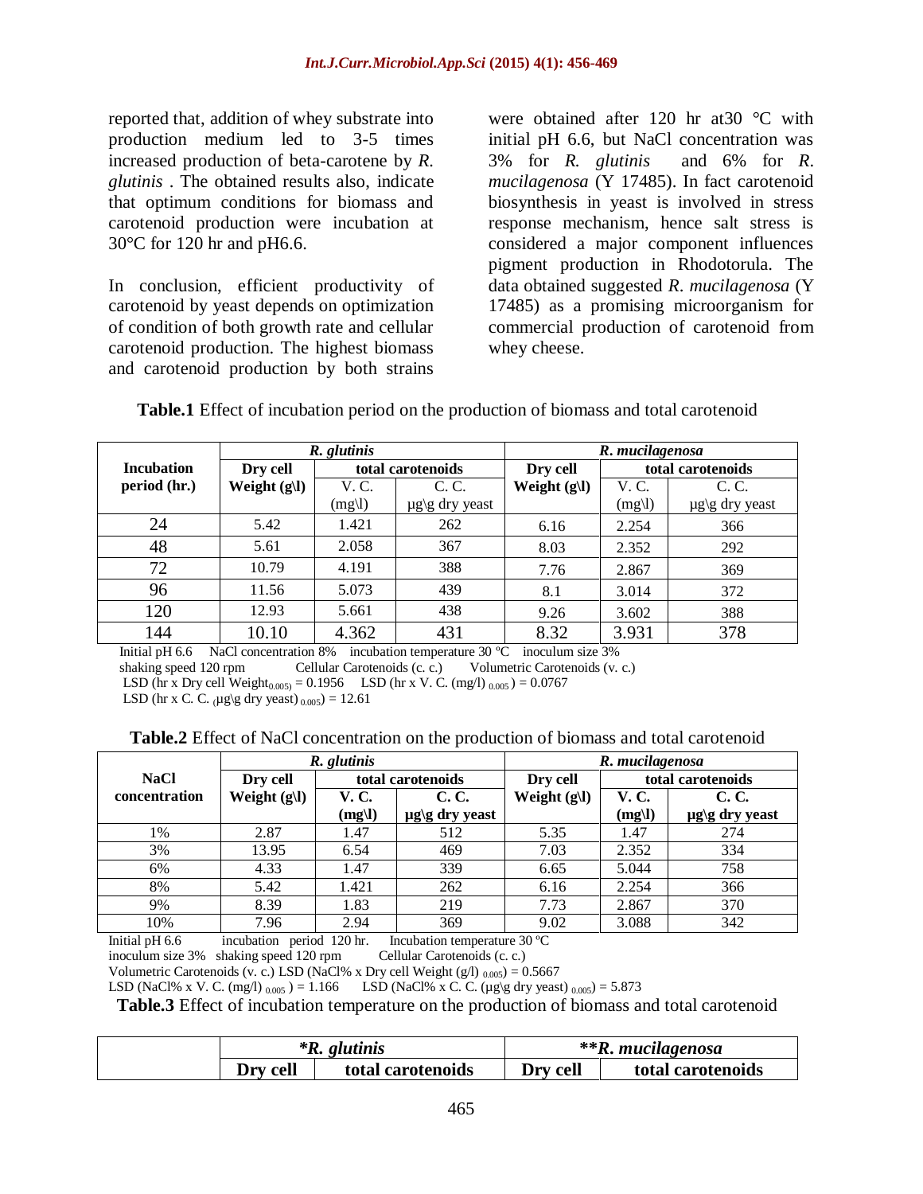reported that, addition of whey substrate into production medium led to 3-5 times increased production of beta-carotene by *R. glutinis* . The obtained results also, indicate that optimum conditions for biomass and carotenoid production were incubation at 30°C for 120 hr and pH6.6.

In conclusion, efficient productivity of carotenoid by yeast depends on optimization of condition of both growth rate and cellular carotenoid production. The highest biomass and carotenoid production by both strains were obtained after 120 hr at30 °C with initial pH 6.6, but NaCl concentration was 3% for *R. glutinis* and 6% for *R. mucilagenosa* (Y 17485). In fact carotenoid biosynthesis in yeast is involved in stress response mechanism, hence salt stress is considered a major component influences pigment production in Rhodotorula. The data obtained suggested *R. mucilagenosa* (Y 17485) as a promising microorganism for commercial production of carotenoid from whey cheese.

**Table.1** Effect of incubation period on the production of biomass and total carotenoid

| Incubation period (hr.) | *R. glutinis* | | | *R. mucilagenosa* | | |
|---|---|---|---|---|---|---|
| | Dry cell Weight (g\l) | total carotenoids | | Dry cell Weight (g\l) | total carotenoids | |
| | | V. C. (mg\l) | C. C. µg\g dry yeast | | V. C. (mg\l) | C. C. µg\g dry yeast |
| 24 | 5.42 | 1.421 | 262 | 6.16 | 2.254 | 366 |
| 48 | 5.61 | 2.058 | 367 | 8.03 | 2.352 | 292 |
| 72 | 10.79 | 4.191 | 388 | 7.76 | 2.867 | 369 |
| 96 | 11.56 | 5.073 | 439 | 8.1 | 3.014 | 372 |
| 120 | 12.93 | 5.661 | 438 | 9.26 | 3.602 | 388 |
| 144 | 10.10 | 4.362 | 431 | 8.32 | 3.931 | 378 |

Initial pH 6.6 NaCl concentration 8% incubation temperature 30 ºC inoculum size 3%
shaking speed 120 rpm Cellular Carotenoids (c. c.) Volumetric Carotenoids (v. c.)
LSD (hr x Dry cell Weight$_{0.005)}$ = 0.1956 LSD (hr x V. C. (mg/l) $_{0.005}$) = 0.0767
LSD (hr x C. C. (µg\g dry yeast) $_{0.005}$) = 12.61

**Table.2** Effect of NaCl concentration on the production of biomass and total carotenoid

| NaCl concentration | *R. glutinis* | | | *R. mucilagenosa* | | |
|---|---|---|---|---|---|---|
| | Dry cell Weight (g\l) | total carotenoids | | Dry cell Weight (g\l) | total carotenoids | |
| | | **V. C. (mg\l)** | **C. C. µg\g dry yeast** | | **V. C. (mg\l)** | **C. C. µg\g dry yeast** |
| 1% | 2.87 | 1.47 | 512 | 5.35 | 1.47 | 274 |
| 3% | 13.95 | 6.54 | 469 | 7.03 | 2.352 | 334 |
| 6% | 4.33 | 1.47 | 339 | 6.65 | 5.044 | 758 |
| 8% | 5.42 | 1.421 | 262 | 6.16 | 2.254 | 366 |
| 9% | 8.39 | 1.83 | 219 | 7.73 | 2.867 | 370 |
| 10% | 7.96 | 2.94 | 369 | 9.02 | 3.088 | 342 |

Initial pH 6.6 incubation period 120 hr. Incubation temperature 30 ºC
inoculum size 3% shaking speed 120 rpm Cellular Carotenoids (c. c.)
Volumetric Carotenoids (v. c.) LSD (NaCl% x Dry cell Weight (g/l) $_{0.005)}$ = 0.5667
LSD (NaCl% x V. C. (mg/l) $_{0.005}$ ) = 1.166 LSD (NaCl% x C. C. (µg\g dry yeast) $_{0.005}$) = 5.873

**Table.3** Effect of incubation temperature on the production of biomass and total carotenoid

| | *\*R. glutinis* | | **\*\*R. mucilagenosa** | |
|---|---|---|---|---|
| | **Dry cell** | **total carotenoids** | **Dry cell** | **total carotenoids** |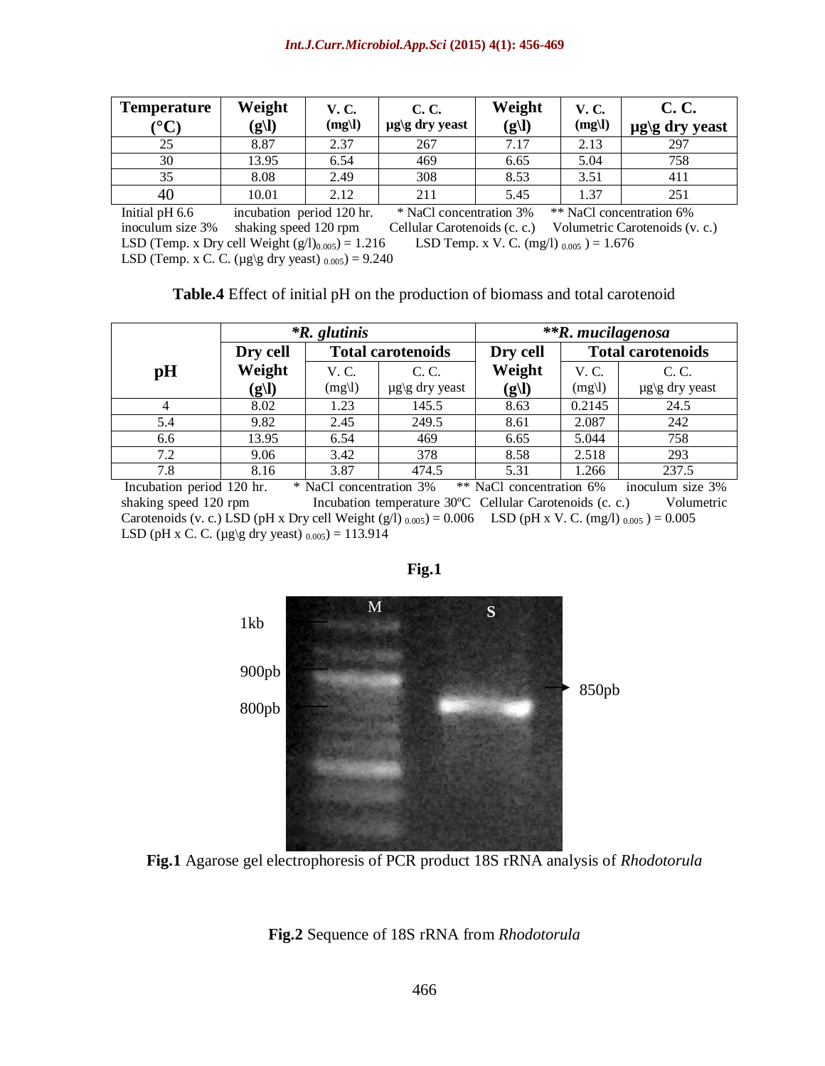| Temperature (°C) | Weight (g\l) | V. C. (mg\l) | C. C. µg\g dry yeast | Weight (g\l) | V. C. (mg\l) | C. C. µg\g dry yeast |
|---|---|---|---|---|---|---|
| 25 | 8.87 | 2.37 | 267 | 7.17 | 2.13 | 297 |
| 30 | 13.95 | 6.54 | 469 | 6.65 | 5.04 | 758 |
| 35 | 8.08 | 2.49 | 308 | 8.53 | 3.51 | 411 |
| 40 | 10.01 | 2.12 | 211 | 5.45 | 1.37 | 251 |

Initial pH 6.6 incubation period 120 hr. * NaCl concentration 3% ** NaCl concentration 6% inoculum size 3% shaking speed 120 rpm Cellular Carotenoids (c. c.) Volumetric Carotenoids (v. c.) LSD (Temp. x Dry cell Weight $(g/l)_{0.005}$) = 1.216 LSD Temp. x V. C. (mg/l) $_{0.005}$ ) = 1.676
LSD (Temp. x C. C. (µg\g dry yeast) $_{0.005}$) = 9.240

**Table.4** Effect of initial pH on the production of biomass and total carotenoid

| pH | **R. glutinis* | | | ***R. mucilagenosa* | | |
|---|---|---|---|---|---|---|
| | Dry cell Weight (g\l) | Total carotenoids | | Dry cell Weight (g\l) | Total carotenoids | |
| | | V. C. (mg\l) | C. C. µg\g dry yeast | | V. C. (mg\l) | C. C. µg\g dry yeast |
| 4 | 8.02 | 1.23 | 145.5 | 8.63 | 0.2145 | 24.5 |
| 5.4 | 9.82 | 2.45 | 249.5 | 8.61 | 2.087 | 242 |
| 6.6 | 13.95 | 6.54 | 469 | 6.65 | 5.044 | 758 |
| 7.2 | 9.06 | 3.42 | 378 | 8.58 | 2.518 | 293 |
| 7.8 | 8.16 | 3.87 | 474.5 | 5.31 | 1.266 | 237.5 |

Incubation period 120 hr. * NaCl concentration 3% ** NaCl concentration 6% inoculum size 3% shaking speed 120 rpm Incubation temperature 30ºC Cellular Carotenoids (c. c.) Volumetric Carotenoids (v. c.) LSD (pH x Dry cell Weight (g/l) $_{0.005}$) = 0.006 LSD (pH x V. C. (mg/l) $_{0.005}$ ) = 0.005
LSD (pH x C. C. (µg\g dry yeast) $_{0.005}$) = 113.914

**Fig.1**

**Fig.1** Agarose gel electrophoresis of PCR product 18S rRNA analysis of *Rhodotorula*

**Fig.2** Sequence of 18S rRNA from *Rhodotorula*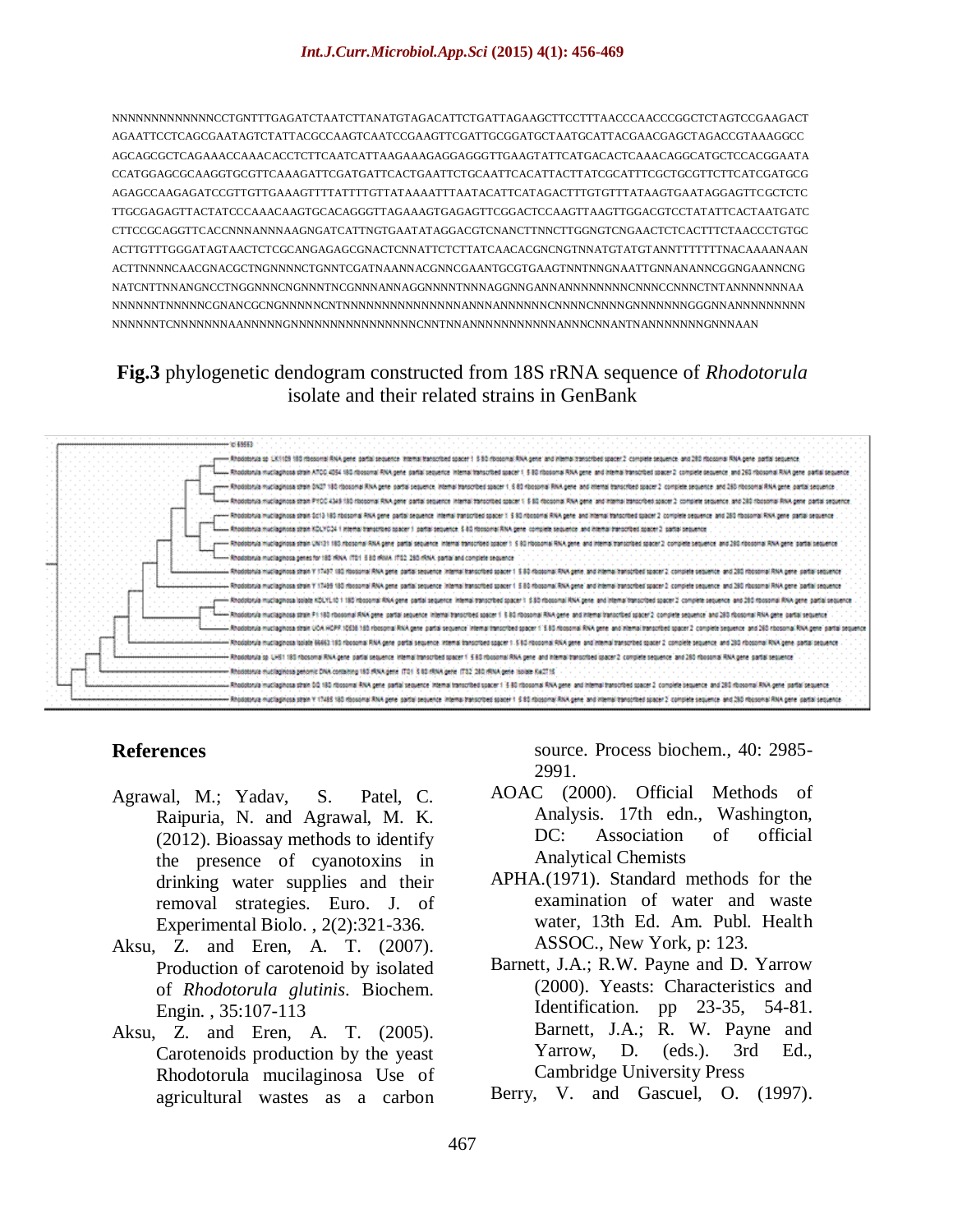NNNNNNNNNNNNNNCCTGNTTTGAGATCTAATCTTANATGTAGACATTCTGATTAGAAGCTTCCTTTAACCCAACCCGGCTCTAGTCCGAAGACT
AGAATTCCTCAGCGAATAGTCTATTACGCCAAGTCAATCCGAAGTTCGATTGCGGATGCTAATGCATTACGAACGAGCTAGACCGTAAAGGCC
AGCAGCGCTCAGAAACCAAACACCTCTTCAATCATTAAGAAAGAGGAGGGTTGAAGTATTCATGACACTCAAACAGGCATGCTCCACGGAATA
CCATGGAGCGCAAGGTGCGTTCAAAGATTCGATGATTCACTGAATTCTGCAATTCACATTACTTATCGCATTTCGCTGCGTTCTTCATCGATGCG
AGAGCCAAGAGATCCGTTGTTGAAAGTTTTATTTTGTTATAAAATTTAATACATTCATAGACTTTGTGTTTATAAGTGAATAGGAGTTCGCTCTC
TTGCGAGAGTTACTATCCCAAACAAGTGCACAGGGTTAGAAAGTGAGAGTTCGGACTCCAAGTTAAGTTGGACGTCCTATATTCACTAATGATC
CTTCCGCAGGTTCACCNNNANNNAAGNGATCATTNGTGAATATAGGACGTCNANCTTNNCTTGGNGTCNGAACTCTCACTTTCTAACCCTGTGC
ACTTGTTTGGGATAGTAACTCTCGCANGAGAGCGNACTCNNATTCTCTTATCAACACGNCNGTNNATGTATGTANNTTTTTTTNACAAAANAAN
ACTTNNNNCAACGNACGCTNGNNNNCTGNNTCGATNAANNACGNNCGAANTGCGTGAAGTNNTNNGNAATTGNNANANNCGGNGAANNCNG
NATCNTTNNANGNCCTNGGNNNCNGNNNTNCGNNNANNAGGNNNNTNNNAGGNNGANNANNNNNNNNCNNNCCNNNCTNTANNNNNNNAA
NNNNNNTNNNNNCGNANCGCNGNNNNNCNTNNNNNNNNNNNNNNNNNANNNANNNNNNCNNNNCNNNNGNNNNNNNGGGNNANNNNNNNNN
NNNNNNTCNNNNNNNAANNNNNGNNNNNNNNNNNNNNNNNCNNTNNANNNNNNNNNNNNNANNNCNNANTNANNNNNNNNGNNNAAN

**Fig.3** phylogenetic dendogram constructed from 18S rRNA sequence of *Rhodotorula* isolate and their related strains in GenBank

## References

Agrawal, M.; Yadav, S. Patel, C. Raipuria, N. and Agrawal, M. K. (2012). Bioassay methods to identify the presence of cyanotoxins in drinking water supplies and their removal strategies. Euro. J. of Experimental Biolo. , 2(2):321-336.

Aksu, Z. and Eren, A. T. (2007). Production of carotenoid by isolated of *Rhodotorula glutinis*. Biochem. Engin. , 35:107-113

Aksu, Z. and Eren, A. T. (2005). Carotenoids production by the yeast Rhodotorula mucilaginosa Use of agricultural wastes as a carbon source. Process biochem., 40: 2985-2991.

AOAC (2000). Official Methods of Analysis. 17th edn., Washington, DC: Association of official Analytical Chemists

APHA.(1971). Standard methods for the examination of water and waste water, 13th Ed. Am. Publ. Health ASSOC., New York, p: 123.

Barnett, J.A.; R.W. Payne and D. Yarrow (2000). Yeasts: Characteristics and Identification. pp 23-35, 54-81. Barnett, J.A.; R. W. Payne and Yarrow, D. (eds.). 3rd Ed., Cambridge University Press

Berry, V. and Gascuel, O. (1997).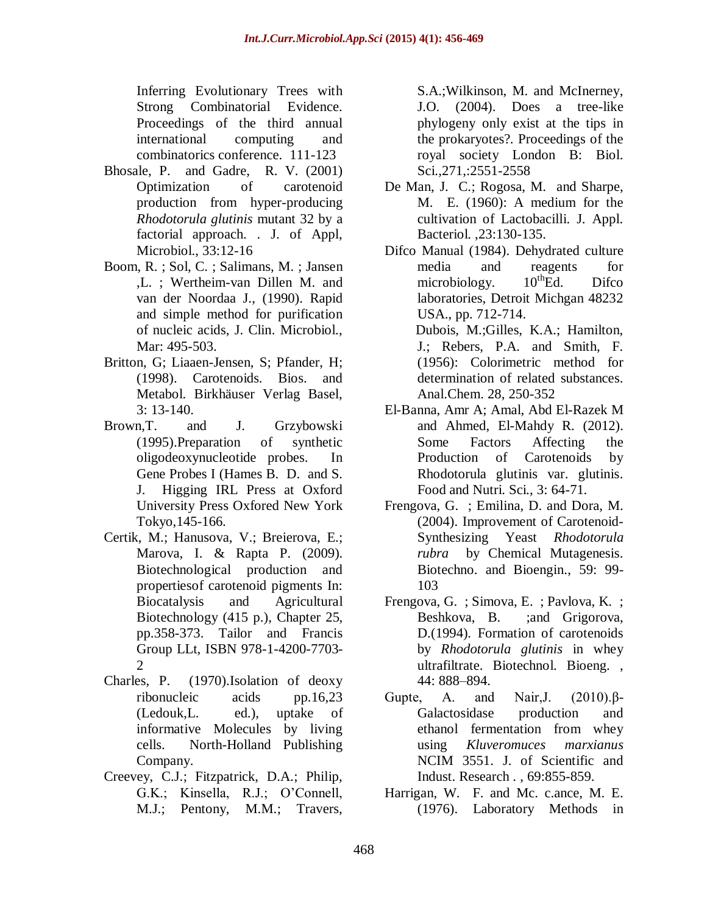Inferring Evolutionary Trees with Strong Combinatorial Evidence. Proceedings of the third annual international computing and combinatorics conference. 111-123

Bhosale, P. and Gadre, R. V. (2001) Optimization of carotenoid production from hyper-producing *Rhodotorula glutinis* mutant 32 by a factorial approach. . J. of Appl, Microbiol., 33:12-16

Boom, R. ; Sol, C. ; Salimans, M. ; Jansen ,L. ; Wertheim-van Dillen M. and van der Noordaa J., (1990). Rapid and simple method for purification of nucleic acids, J. Clin. Microbiol., Mar: 495-503.

Britton, G; Liaaen-Jensen, S; Pfander, H; (1998). Carotenoids. Bios. and Metabol. Birkhäuser Verlag Basel, 3: 13-140.

Brown,T. and J. Grzybowski (1995).Preparation of synthetic oligodeoxynucleotide probes. In Gene Probes I (Hames B. D. and S. J. Higging IRL Press at Oxford University Press Oxfored New York Tokyo,145-166.

Certik, M.; Hanusova, V.; Breierova, E.; Marova, I. & Rapta P. (2009). Biotechnological production and propertiesof carotenoid pigments In: Biocatalysis and Agricultural Biotechnology (415 p.), Chapter 25, pp.358-373. Tailor and Francis Group LLt, ISBN 978-1-4200-7703-2

Charles, P. (1970).Isolation of deoxy ribonucleic acids pp.16,23 (Ledouk,L. ed.), uptake of informative Molecules by living cells. North-Holland Publishing Company.

Creevey, C.J.; Fitzpatrick, D.A.; Philip, G.K.; Kinsella, R.J.; O'Connell, M.J.; Pentony, M.M.; Travers, S.A.;Wilkinson, M. and McInerney, J.O. (2004). Does a tree-like phylogeny only exist at the tips in the prokaryotes?. Proceedings of the royal society London B: Biol. Sci.,271,:2551-2558

De Man, J. C.; Rogosa, M. and Sharpe, M. E. (1960): A medium for the cultivation of Lactobacilli. J. Appl. Bacteriol. ,23:130-135.

Difco Manual (1984). Dehydrated culture media and reagents for microbiology. 10thEd. Difco laboratories, Detroit Michgan 48232 USA., pp. 712-714.

Dubois, M.;Gilles, K.A.; Hamilton, J.; Rebers, P.A. and Smith, F. (1956): Colorimetric method for determination of related substances. Anal.Chem. 28, 250-352

El-Banna, Amr A; Amal, Abd El-Razek M and Ahmed, El-Mahdy R. (2012). Some Factors Affecting the Production of Carotenoids by Rhodotorula glutinis var. glutinis. Food and Nutri. Sci., 3: 64-71.

Frengova, G. ; Emilina, D. and Dora, M. (2004). Improvement of Carotenoid-Synthesizing Yeast *Rhodotorula rubra* by Chemical Mutagenesis. Biotechno. and Bioengin., 59: 99-103

Frengova, G. ; Simova, E. ; Pavlova, K. ; Beshkova, B. ;and Grigorova, D.(1994). Formation of carotenoids by *Rhodotorula glutinis* in whey ultrafiltrate. Biotechnol. Bioeng. , 44: 888–894.

Gupte, A. and Nair,J. (2010).β-Galactosidase production and ethanol fermentation from whey using *Kluveromuces marxianus* NCIM 3551. J. of Scientific and Indust. Research . , 69:855-859.

Harrigan, W. F. and Mc. c.ance, M. E. (1976). Laboratory Methods in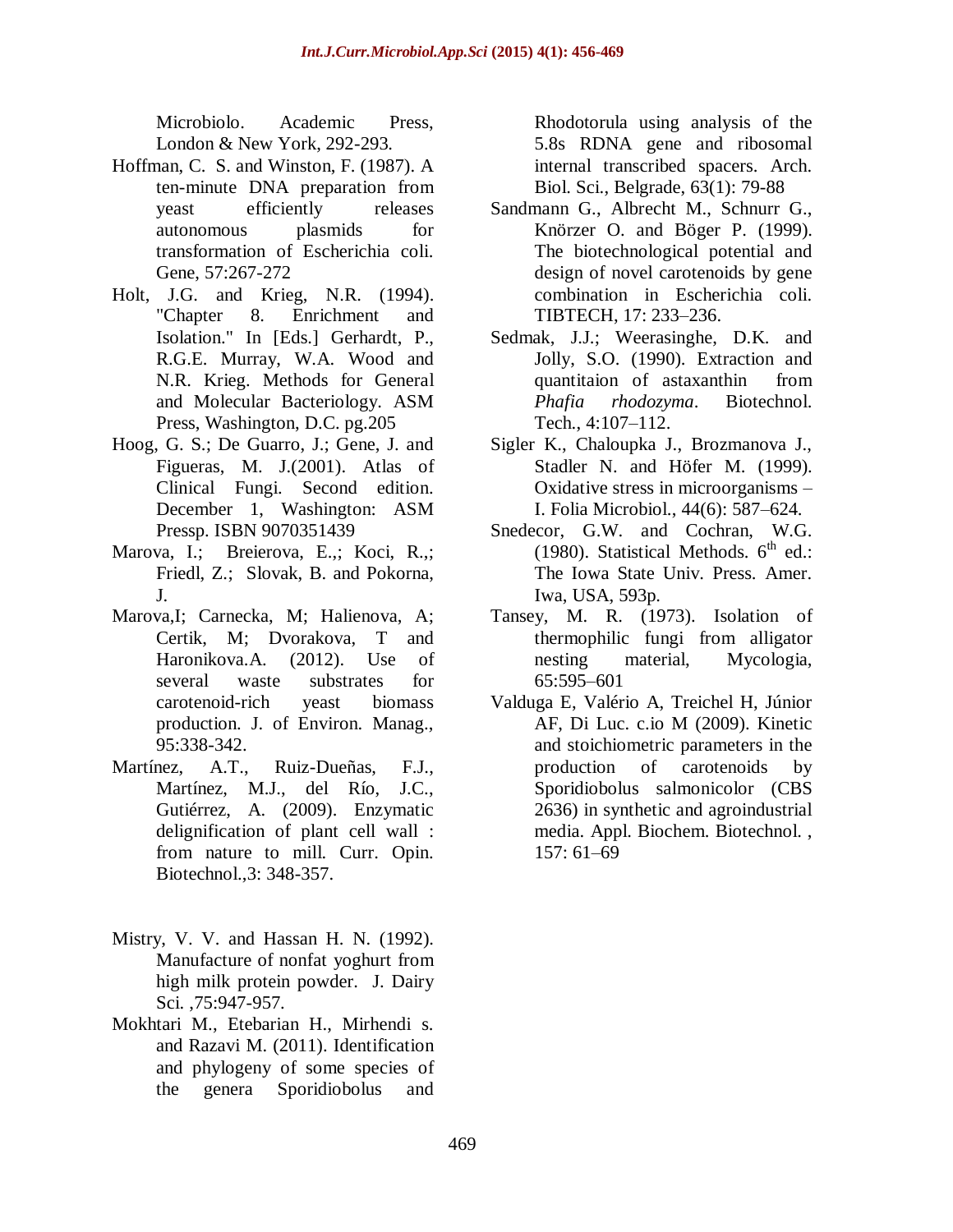Microbiolo. Academic Press, London & New York, 292-293.

Hoffman, C. S. and Winston, F. (1987). A ten-minute DNA preparation from yeast efficiently releases autonomous plasmids for transformation of Escherichia coli. Gene, 57:267-272

Holt, J.G. and Krieg, N.R. (1994). "Chapter 8. Enrichment and Isolation." In [Eds.] Gerhardt, P., R.G.E. Murray, W.A. Wood and N.R. Krieg. Methods for General and Molecular Bacteriology. ASM Press, Washington, D.C. pg.205

Hoog, G. S.; De Guarro, J.; Gene, J. and Figueras, M. J.(2001). Atlas of Clinical Fungi. Second edition. December 1, Washington: ASM Pressp. ISBN 9070351439

Marova, I.; Breierova, E.,; Koci, R.,; Friedl, Z.; Slovak, B. and Pokorna, J.

Marova,I; Carnecka, M; Halienova, A; Certik, M; Dvorakova, T and Haronikova.A. (2012). Use of several waste substrates for carotenoid-rich yeast biomass production. J. of Environ. Manag., 95:338-342.

Martínez, A.T., Ruiz-Dueñas, F.J., Martínez, M.J., del Río, J.C., Gutiérrez, A. (2009). Enzymatic delignification of plant cell wall : from nature to mill. Curr. Opin. Biotechnol.,3: 348-357.

Mistry, V. V. and Hassan H. N. (1992). Manufacture of nonfat yoghurt from high milk protein powder. J. Dairy Sci. ,75:947-957.

Mokhtari M., Etebarian H., Mirhendi s. and Razavi M. (2011). Identification and phylogeny of some species of the genera Sporidiobolus and Rhodotorula using analysis of the 5.8s RDNA gene and ribosomal internal transcribed spacers. Arch. Biol. Sci., Belgrade, 63(1): 79-88

Sandmann G., Albrecht M., Schnurr G., Knörzer O. and Böger P. (1999). The biotechnological potential and design of novel carotenoids by gene combination in Escherichia coli. TIBTECH, 17: 233–236.

Sedmak, J.J.; Weerasinghe, D.K. and Jolly, S.O. (1990). Extraction and quantitaion of astaxanthin from *Phafia rhodozyma*. Biotechnol. Tech., 4:107–112.

Sigler K., Chaloupka J., Brozmanova J., Stadler N. and Höfer M. (1999). Oxidative stress in microorganisms – I. Folia Microbiol., 44(6): 587–624.

Snedecor, G.W. and Cochran, W.G. (1980). Statistical Methods. 6$^{th}$ ed.: The Iowa State Univ. Press. Amer. Iwa, USA, 593p.

Tansey, M. R. (1973). Isolation of thermophilic fungi from alligator nesting material, Mycologia, 65:595–601

Valduga E, Valério A, Treichel H, Júnior AF, Di Luc. c.io M (2009). Kinetic and stoichiometric parameters in the production of carotenoids by Sporidiobolus salmonicolor (CBS 2636) in synthetic and agroindustrial media. Appl. Biochem. Biotechnol. , 157: 61–69